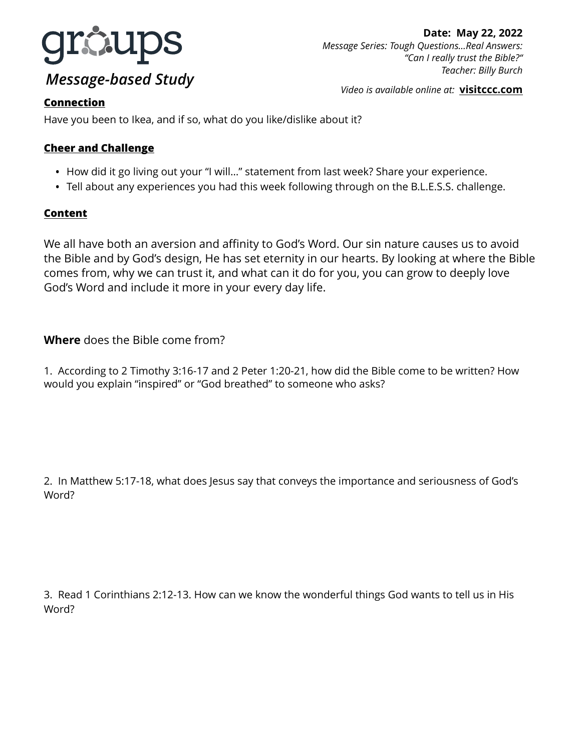# groups

## *Message-based Study*

**Date: May 22, 2022**
*Message Series: Tough Questions...Real Answers:*
*"Can I really trust the Bible?"*
*Teacher: Billy Burch*

*Video is available online at:* **visitccc.com**

### Connection

Have you been to Ikea, and if so, what do you like/dislike about it?

### Cheer and Challenge

- How did it go living out your "I will..." statement from last week? Share your experience.
- Tell about any experiences you had this week following through on the B.L.E.S.S. challenge.

### Content

We all have both an aversion and affinity to God's Word. Our sin nature causes us to avoid the Bible and by God's design, He has set eternity in our hearts. By looking at where the Bible comes from, why we can trust it, and what can it do for you, you can grow to deeply love God's Word and include it more in your every day life.

**Where** does the Bible come from?

1. According to 2 Timothy 3:16-17 and 2 Peter 1:20-21, how did the Bible come to be written? How would you explain "inspired" or "God breathed" to someone who asks?

2. In Matthew 5:17-18, what does Jesus say that conveys the importance and seriousness of God's Word?

3. Read 1 Corinthians 2:12-13. How can we know the wonderful things God wants to tell us in His Word?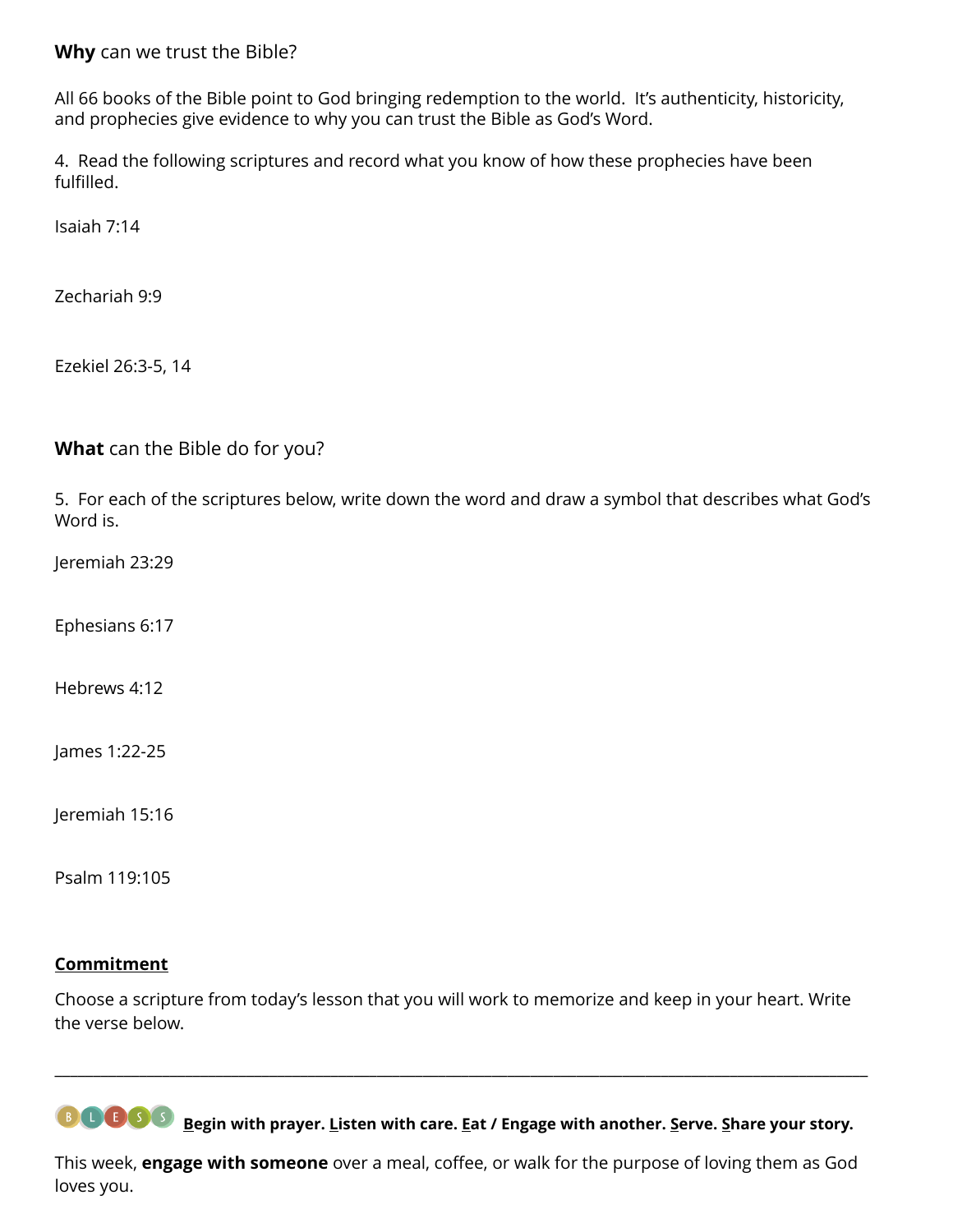**Why** can we trust the Bible?

All 66 books of the Bible point to God bringing redemption to the world. It's authenticity, historicity, and prophecies give evidence to why you can trust the Bible as God's Word.

4. Read the following scriptures and record what you know of how these prophecies have been fulfilled.

Isaiah 7:14

Zechariah 9:9

Ezekiel 26:3-5, 14

**What** can the Bible do for you?

5. For each of the scriptures below, write down the word and draw a symbol that describes what God's Word is.

Jeremiah 23:29

Ephesians 6:17

Hebrews 4:12

James 1:22-25

Jeremiah 15:16

Psalm 119:105

**Commitment**

Choose a scripture from today's lesson that you will work to memorize and keep in your heart. Write the verse below.

_______________________________________________________________________________

B L E S S **Begin with prayer. Listen with care. Eat / Engage with another. Serve. Share your story.**

This week, **engage with someone** over a meal, coffee, or walk for the purpose of loving them as God loves you.